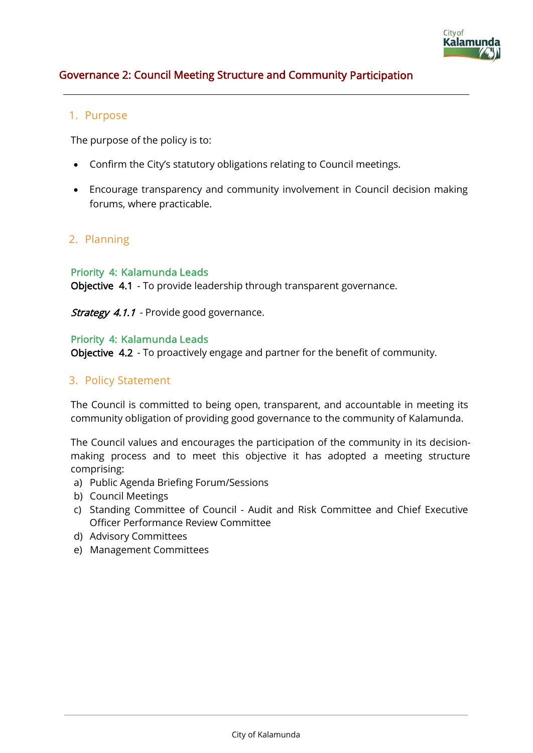# Governance 2: Council Meeting Structure and Community Participation

## 1. Purpose

The purpose of the policy is to:

- Confirm the City's statutory obligations relating to Council meetings.
- Encourage transparency and community involvement in Council decision making forums, where practicable.

## 2. Planning

**Priority 4: Kalamunda Leads**
**Objective 4.1** - To provide leadership through transparent governance.

***Strategy 4.1.1*** - Provide good governance.

**Priority 4: Kalamunda Leads**
**Objective 4.2** - To proactively engage and partner for the benefit of community.

## 3. Policy Statement

The Council is committed to being open, transparent, and accountable in meeting its community obligation of providing good governance to the community of Kalamunda.

The Council values and encourages the participation of the community in its decision-making process and to meet this objective it has adopted a meeting structure comprising:

a) Public Agenda Briefing Forum/Sessions
b) Council Meetings
c) Standing Committee of Council - Audit and Risk Committee and Chief Executive Officer Performance Review Committee
d) Advisory Committees
e) Management Committees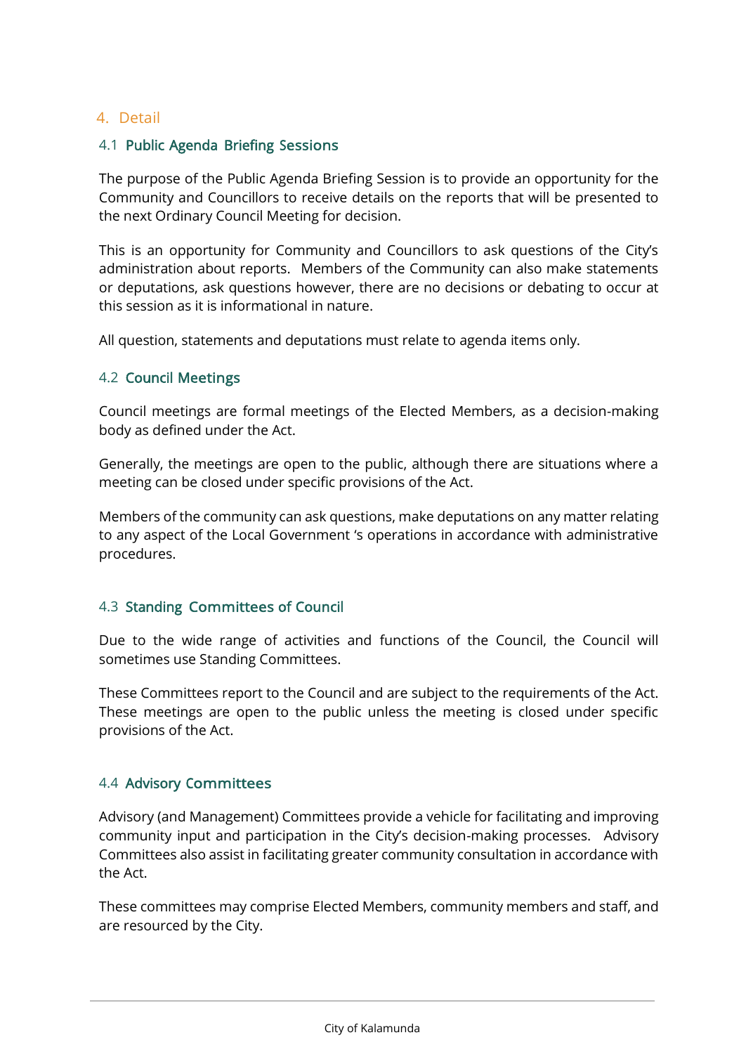## 4. Detail

### 4.1 Public Agenda Briefing Sessions

The purpose of the Public Agenda Briefing Session is to provide an opportunity for the Community and Councillors to receive details on the reports that will be presented to the next Ordinary Council Meeting for decision.

This is an opportunity for Community and Councillors to ask questions of the City's administration about reports. Members of the Community can also make statements or deputations, ask questions however, there are no decisions or debating to occur at this session as it is informational in nature.

All question, statements and deputations must relate to agenda items only.

### 4.2 Council Meetings

Council meetings are formal meetings of the Elected Members, as a decision-making body as defined under the Act.

Generally, the meetings are open to the public, although there are situations where a meeting can be closed under specific provisions of the Act.

Members of the community can ask questions, make deputations on any matter relating to any aspect of the Local Government 's operations in accordance with administrative procedures.

### 4.3 Standing Committees of Council

Due to the wide range of activities and functions of the Council, the Council will sometimes use Standing Committees.

These Committees report to the Council and are subject to the requirements of the Act. These meetings are open to the public unless the meeting is closed under specific provisions of the Act.

### 4.4 Advisory Committees

Advisory (and Management) Committees provide a vehicle for facilitating and improving community input and participation in the City's decision-making processes. Advisory Committees also assist in facilitating greater community consultation in accordance with the Act.

These committees may comprise Elected Members, community members and staff, and are resourced by the City.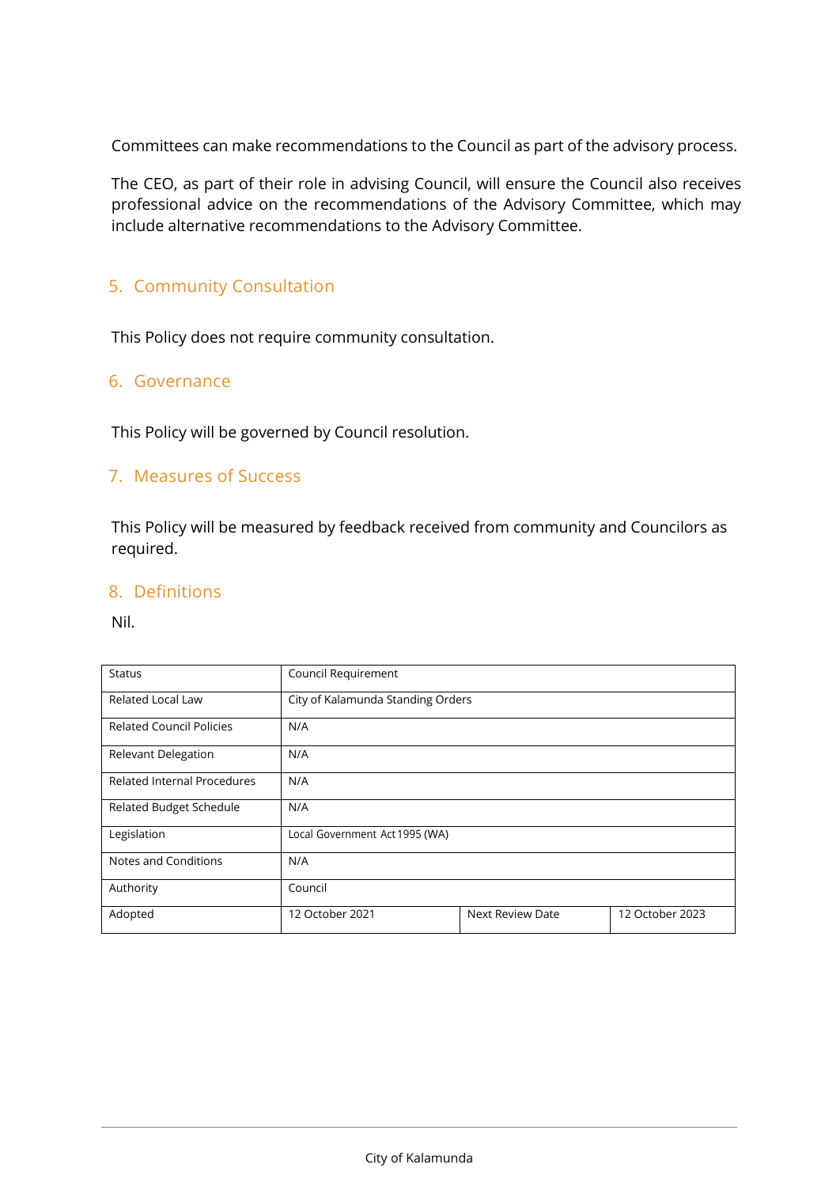Committees can make recommendations to the Council as part of the advisory process.

The CEO, as part of their role in advising Council, will ensure the Council also receives professional advice on the recommendations of the Advisory Committee, which may include alternative recommendations to the Advisory Committee.

## 5. Community Consultation

This Policy does not require community consultation.

## 6. Governance

This Policy will be governed by Council resolution.

## 7. Measures of Success

This Policy will be measured by feedback received from community and Councilors as required.

## 8. Definitions

Nil.

| | | | |
|---|---|---|---|
| Status | Council Requirement | | |
| Related Local Law | City of Kalamunda Standing Orders | | |
| Related Council Policies | N/A | | |
| Relevant Delegation | N/A | | |
| Related Internal Procedures | N/A | | |
| Related Budget Schedule | N/A | | |
| Legislation | Local Government Act 1995 (WA) | | |
| Notes and Conditions | N/A | | |
| Authority | Council | | |
| Adopted | 12 October 2021 | Next Review Date | 12 October 2023 |